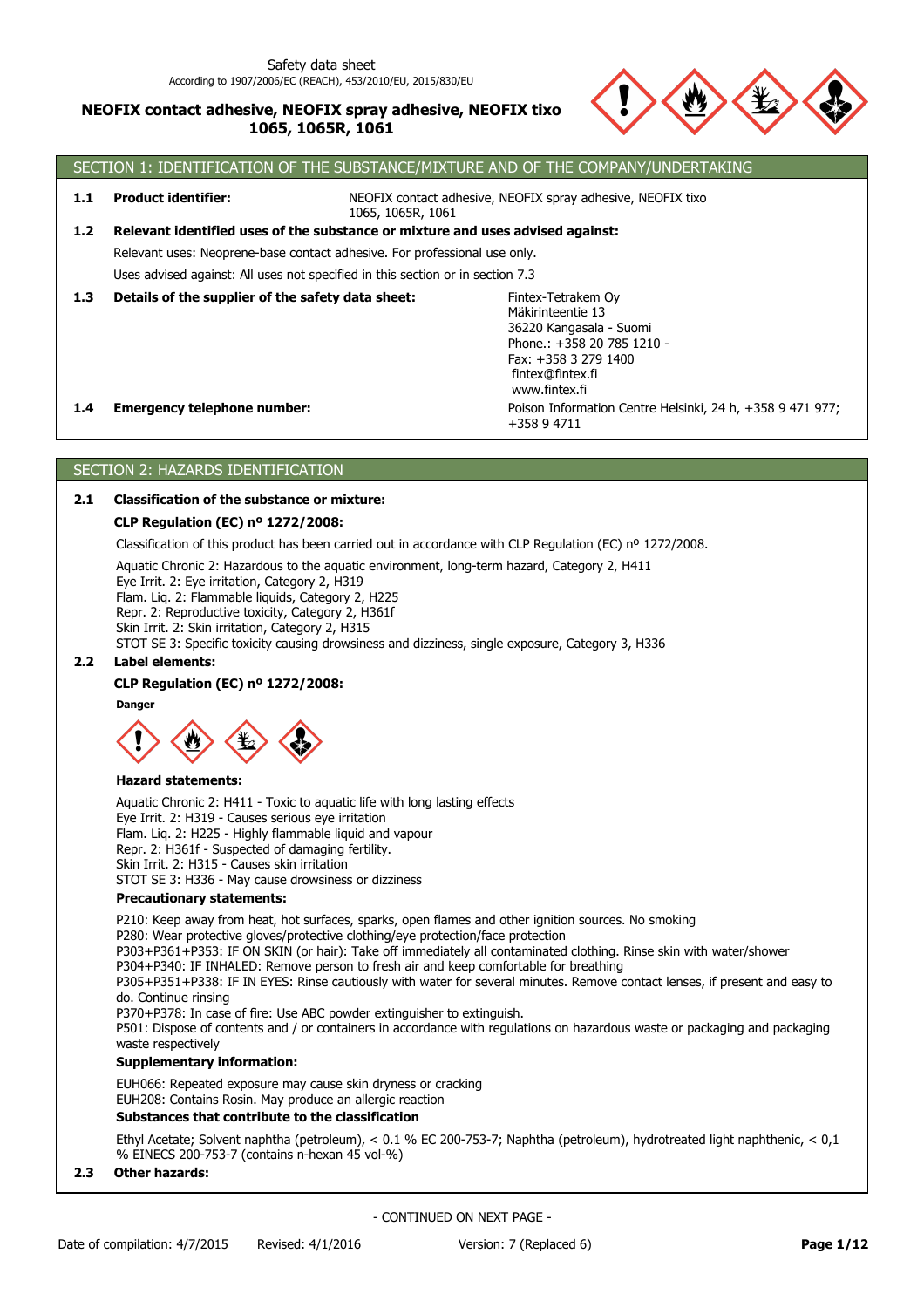Safety data sheet
According to 1907/2006/EC (REACH), 453/2010/EU, 2015/830/EU

**NEOFIX contact adhesive, NEOFIX spray adhesive, NEOFIX tixo 1065, 1065R, 1061**

## SECTION 1: IDENTIFICATION OF THE SUBSTANCE/MIXTURE AND OF THE COMPANY/UNDERTAKING

**1.1 Product identifier:** NEOFIX contact adhesive, NEOFIX spray adhesive, NEOFIX tixo 1065, 1065R, 1061

**1.2 Relevant identified uses of the substance or mixture and uses advised against:**

Relevant uses: Neoprene-base contact adhesive. For professional use only.

Uses advised against: All uses not specified in this section or in section 7.3

**1.3 Details of the supplier of the safety data sheet:**

Fintex-Tetrakem Oy
Mäkirinteentie 13
36220 Kangasala - Suomi
Phone.: +358 20 785 1210 -
Fax: +358 3 279 1400
fintex@fintex.fi
www.fintex.fi

**1.4 Emergency telephone number:** Poison Information Centre Helsinki, 24 h, +358 9 471 977; +358 9 4711

## SECTION 2: HAZARDS IDENTIFICATION

**2.1 Classification of the substance or mixture:**

**CLP Regulation (EC) nº 1272/2008:**

Classification of this product has been carried out in accordance with CLP Regulation (EC) nº 1272/2008.

Aquatic Chronic 2: Hazardous to the aquatic environment, long-term hazard, Category 2, H411
Eye Irrit. 2: Eye irritation, Category 2, H319
Flam. Liq. 2: Flammable liquids, Category 2, H225
Repr. 2: Reproductive toxicity, Category 2, H361f
Skin Irrit. 2: Skin irritation, Category 2, H315
STOT SE 3: Specific toxicity causing drowsiness and dizziness, single exposure, Category 3, H336

**2.2 Label elements:**

**CLP Regulation (EC) nº 1272/2008:**

**Danger**

**Hazard statements:**

Aquatic Chronic 2: H411 - Toxic to aquatic life with long lasting effects
Eye Irrit. 2: H319 - Causes serious eye irritation
Flam. Liq. 2: H225 - Highly flammable liquid and vapour
Repr. 2: H361f - Suspected of damaging fertility.
Skin Irrit. 2: H315 - Causes skin irritation
STOT SE 3: H336 - May cause drowsiness or dizziness

**Precautionary statements:**

P210: Keep away from heat, hot surfaces, sparks, open flames and other ignition sources. No smoking
P280: Wear protective gloves/protective clothing/eye protection/face protection
P303+P361+P353: IF ON SKIN (or hair): Take off immediately all contaminated clothing. Rinse skin with water/shower
P304+P340: IF INHALED: Remove person to fresh air and keep comfortable for breathing
P305+P351+P338: IF IN EYES: Rinse cautiously with water for several minutes. Remove contact lenses, if present and easy to do. Continue rinsing
P370+P378: In case of fire: Use ABC powder extinguisher to extinguish.
P501: Dispose of contents and / or containers in accordance with regulations on hazardous waste or packaging and packaging waste respectively

**Supplementary information:**

EUH066: Repeated exposure may cause skin dryness or cracking
EUH208: Contains Rosin. May produce an allergic reaction

**Substances that contribute to the classification**

Ethyl Acetate; Solvent naphtha (petroleum), < 0.1 % EC 200-753-7; Naphtha (petroleum), hydrotreated light naphthenic, < 0,1 % EINECS 200-753-7 (contains n-hexan 45 vol-%)

**2.3 Other hazards:**

- CONTINUED ON NEXT PAGE -

Date of compilation: 4/7/2015 Revised: 4/1/2016 Version: 7 (Replaced 6)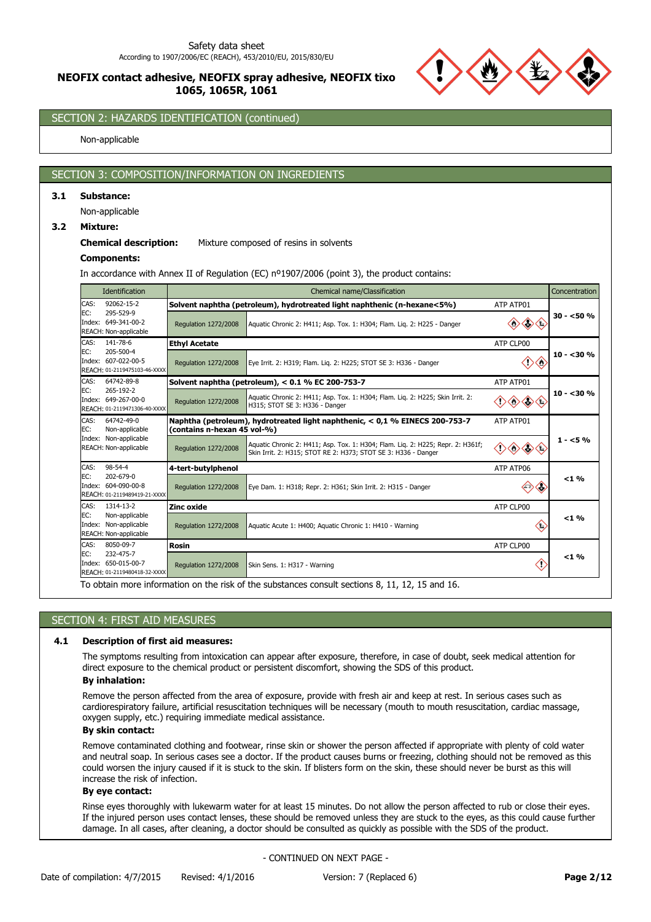## SECTION 2: HAZARDS IDENTIFICATION (continued)

Non-applicable

## SECTION 3: COMPOSITION/INFORMATION ON INGREDIENTS

**3.1 Substance:**

Non-applicable

**3.2 Mixture:**

**Chemical description:** Mixture composed of resins in solvents

**Components:**

In accordance with Annex II of Regulation (EC) nº1907/2006 (point 3), the product contains:

| Identification | Chemical name/Classification | | Concentration |
|---|---|---|---|
| CAS: 92062-15-2<br>EC: 295-529-9<br>Index: 649-341-00-2<br>REACH: Non-applicable | **Solvent naphtha (petroleum), hydrotreated light naphthenic (n-hexane<5%)** ATP ATP01 | | 30 - <50 % |
| | Regulation 1272/2008 | Aquatic Chronic 2: H411; Asp. Tox. 1: H304; Flam. Liq. 2: H225 - Danger | |
| CAS: 141-78-6<br>EC: 205-500-4<br>Index: 607-022-00-5<br>REACH: 01-2119475103-46-XXXX | **Ethyl Acetate** ATP CLP00 | | 10 - <30 % |
| | Regulation 1272/2008 | Eye Irrit. 2: H319; Flam. Liq. 2: H225; STOT SE 3: H336 - Danger | |
| CAS: 64742-89-8<br>EC: 265-192-2<br>Index: 649-267-00-0<br>REACH: 01-2119471306-40-XXXX | **Solvent naphtha (petroleum), < 0.1 % EC 200-753-7** ATP ATP01 | | 10 - <30 % |
| | Regulation 1272/2008 | Aquatic Chronic 2: H411; Asp. Tox. 1: H304; Flam. Liq. 2: H225; Skin Irrit. 2: H315; STOT SE 3: H336 - Danger | |
| CAS: 64742-49-0<br>EC: Non-applicable<br>Index: Non-applicable<br>REACH: Non-applicable | **Naphtha (petroleum), hydrotreated light naphthenic, < 0,1 % EINECS 200-753-7 (contains n-hexan 45 vol-%)** ATP ATP01 | | 1 - <5 % |
| | Regulation 1272/2008 | Aquatic Chronic 2: H411; Asp. Tox. 1: H304; Flam. Liq. 2: H225; Repr. 2: H361f; Skin Irrit. 2: H315; STOT RE 2: H373; STOT SE 3: H336 - Danger | |
| CAS: 98-54-4<br>EC: 202-679-0<br>Index: 604-090-00-8<br>REACH: 01-2119489419-21-XXXX | **4-tert-butylphenol** ATP ATP06 | | <1 % |
| | Regulation 1272/2008 | Eye Dam. 1: H318; Repr. 2: H361; Skin Irrit. 2: H315 - Danger | |
| CAS: 1314-13-2<br>EC: Non-applicable<br>Index: Non-applicable<br>REACH: Non-applicable | **Zinc oxide** ATP CLP00 | | <1 % |
| | Regulation 1272/2008 | Aquatic Acute 1: H400; Aquatic Chronic 1: H410 - Warning | |
| CAS: 8050-09-7<br>EC: 232-475-7<br>Index: 650-015-00-7<br>REACH: 01-2119480418-32-XXXX | **Rosin** ATP CLP00 | | <1 % |
| | Regulation 1272/2008 | Skin Sens. 1: H317 - Warning | |

To obtain more information on the risk of the substances consult sections 8, 11, 12, 15 and 16.

## SECTION 4: FIRST AID MEASURES

**4.1 Description of first aid measures:**

The symptoms resulting from intoxication can appear after exposure, therefore, in case of doubt, seek medical attention for direct exposure to the chemical product or persistent discomfort, showing the SDS of this product.

**By inhalation:**

Remove the person affected from the area of exposure, provide with fresh air and keep at rest. In serious cases such as cardiorespiratory failure, artificial resuscitation techniques will be necessary (mouth to mouth resuscitation, cardiac massage, oxygen supply, etc.) requiring immediate medical assistance.

**By skin contact:**

Remove contaminated clothing and footwear, rinse skin or shower the person affected if appropriate with plenty of cold water and neutral soap. In serious cases see a doctor. If the product causes burns or freezing, clothing should not be removed as this could worsen the injury caused if it is stuck to the skin. If blisters form on the skin, these should never be burst as this will increase the risk of infection.

**By eye contact:**

Rinse eyes thoroughly with lukewarm water for at least 15 minutes. Do not allow the person affected to rub or close their eyes. If the injured person uses contact lenses, these should be removed unless they are stuck to the eyes, as this could cause further damage. In all cases, after cleaning, a doctor should be consulted as quickly as possible with the SDS of the product.

- CONTINUED ON NEXT PAGE -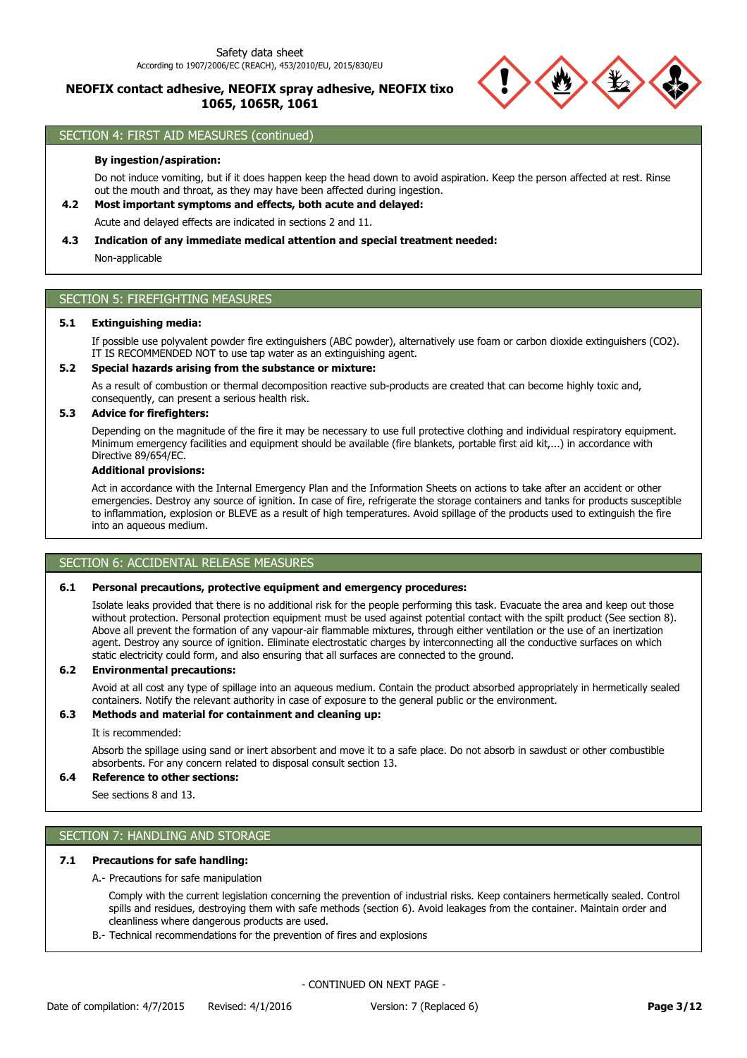## SECTION 4: FIRST AID MEASURES (continued)

**By ingestion/aspiration:**

Do not induce vomiting, but if it does happen keep the head down to avoid aspiration. Keep the person affected at rest. Rinse out the mouth and throat, as they may have been affected during ingestion.

**4.2 Most important symptoms and effects, both acute and delayed:**

Acute and delayed effects are indicated in sections 2 and 11.

**4.3 Indication of any immediate medical attention and special treatment needed:**

Non-applicable

## SECTION 5: FIREFIGHTING MEASURES

**5.1 Extinguishing media:**

If possible use polyvalent powder fire extinguishers (ABC powder), alternatively use foam or carbon dioxide extinguishers ($CO_2$). IT IS RECOMMENDED NOT to use tap water as an extinguishing agent.

**5.2 Special hazards arising from the substance or mixture:**

As a result of combustion or thermal decomposition reactive sub-products are created that can become highly toxic and, consequently, can present a serious health risk.

**5.3 Advice for firefighters:**

Depending on the magnitude of the fire it may be necessary to use full protective clothing and individual respiratory equipment. Minimum emergency facilities and equipment should be available (fire blankets, portable first aid kit,...) in accordance with Directive 89/654/EC.

**Additional provisions:**

Act in accordance with the Internal Emergency Plan and the Information Sheets on actions to take after an accident or other emergencies. Destroy any source of ignition. In case of fire, refrigerate the storage containers and tanks for products susceptible to inflammation, explosion or BLEVE as a result of high temperatures. Avoid spillage of the products used to extinguish the fire into an aqueous medium.

## SECTION 6: ACCIDENTAL RELEASE MEASURES

**6.1 Personal precautions, protective equipment and emergency procedures:**

Isolate leaks provided that there is no additional risk for the people performing this task. Evacuate the area and keep out those without protection. Personal protection equipment must be used against potential contact with the spilt product (See section 8). Above all prevent the formation of any vapour-air flammable mixtures, through either ventilation or the use of an inertization agent. Destroy any source of ignition. Eliminate electrostatic charges by interconnecting all the conductive surfaces on which static electricity could form, and also ensuring that all surfaces are connected to the ground.

**6.2 Environmental precautions:**

Avoid at all cost any type of spillage into an aqueous medium. Contain the product absorbed appropriately in hermetically sealed containers. Notify the relevant authority in case of exposure to the general public or the environment.

**6.3 Methods and material for containment and cleaning up:**

It is recommended:

Absorb the spillage using sand or inert absorbent and move it to a safe place. Do not absorb in sawdust or other combustible absorbents. For any concern related to disposal consult section 13.

**6.4 Reference to other sections:**

See sections 8 and 13.

## SECTION 7: HANDLING AND STORAGE

**7.1 Precautions for safe handling:**

A.- Precautions for safe manipulation

Comply with the current legislation concerning the prevention of industrial risks. Keep containers hermetically sealed. Control spills and residues, destroying them with safe methods (section 6). Avoid leakages from the container. Maintain order and cleanliness where dangerous products are used.

B.- Technical recommendations for the prevention of fires and explosions

- CONTINUED ON NEXT PAGE -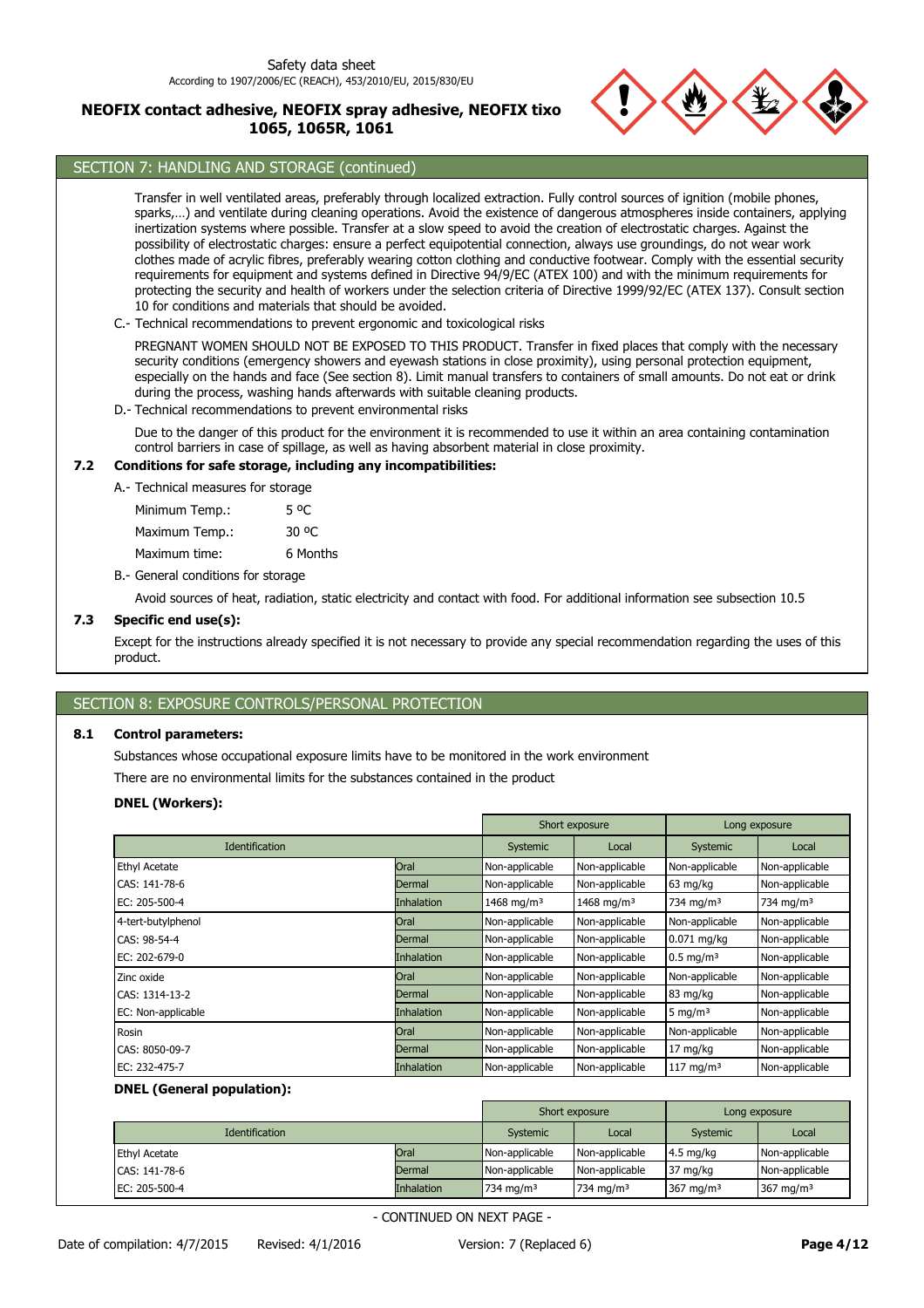## SECTION 7: HANDLING AND STORAGE (continued)

Transfer in well ventilated areas, preferably through localized extraction. Fully control sources of ignition (mobile phones, sparks,…) and ventilate during cleaning operations. Avoid the existence of dangerous atmospheres inside containers, applying inertization systems where possible. Transfer at a slow speed to avoid the creation of electrostatic charges. Against the possibility of electrostatic charges: ensure a perfect equipotential connection, always use groundings, do not wear work clothes made of acrylic fibres, preferably wearing cotton clothing and conductive footwear. Comply with the essential security requirements for equipment and systems defined in Directive 94/9/EC (ATEX 100) and with the minimum requirements for protecting the security and health of workers under the selection criteria of Directive 1999/92/EC (ATEX 137). Consult section 10 for conditions and materials that should be avoided.

C.- Technical recommendations to prevent ergonomic and toxicological risks

PREGNANT WOMEN SHOULD NOT BE EXPOSED TO THIS PRODUCT. Transfer in fixed places that comply with the necessary security conditions (emergency showers and eyewash stations in close proximity), using personal protection equipment, especially on the hands and face (See section 8). Limit manual transfers to containers of small amounts. Do not eat or drink during the process, washing hands afterwards with suitable cleaning products.

D.- Technical recommendations to prevent environmental risks

Due to the danger of this product for the environment it is recommended to use it within an area containing contamination control barriers in case of spillage, as well as having absorbent material in close proximity.

### 7.2 Conditions for safe storage, including any incompatibilities:

A.- Technical measures for storage

| | |
|---|---|
| Minimum Temp.: | 5 ºC |
| Maximum Temp.: | 30 ºC |
| Maximum time: | 6 Months |

B.- General conditions for storage

Avoid sources of heat, radiation, static electricity and contact with food. For additional information see subsection 10.5

### 7.3 Specific end use(s):

Except for the instructions already specified it is not necessary to provide any special recommendation regarding the uses of this product.

## SECTION 8: EXPOSURE CONTROLS/PERSONAL PROTECTION

### 8.1 Control parameters:

Substances whose occupational exposure limits have to be monitored in the work environment

There are no environmental limits for the substances contained in the product

**DNEL (Workers):**

| | | Short exposure | | Long exposure | |
|---|---|---|---|---|---|
| Identification | | Systemic | Local | Systemic | Local |
| Ethyl Acetate | Oral | Non-applicable | Non-applicable | Non-applicable | Non-applicable |
| CAS: 141-78-6 | Dermal | Non-applicable | Non-applicable | 63 mg/kg | Non-applicable |
| EC: 205-500-4 | Inhalation | 1468 mg/m³ | 1468 mg/m³ | 734 mg/m³ | 734 mg/m³ |
| 4-tert-butylphenol | Oral | Non-applicable | Non-applicable | Non-applicable | Non-applicable |
| CAS: 98-54-4 | Dermal | Non-applicable | Non-applicable | 0.071 mg/kg | Non-applicable |
| EC: 202-679-0 | Inhalation | Non-applicable | Non-applicable | 0.5 mg/m³ | Non-applicable |
| Zinc oxide | Oral | Non-applicable | Non-applicable | Non-applicable | Non-applicable |
| CAS: 1314-13-2 | Dermal | Non-applicable | Non-applicable | 83 mg/kg | Non-applicable |
| EC: Non-applicable | Inhalation | Non-applicable | Non-applicable | 5 mg/m³ | Non-applicable |
| Rosin | Oral | Non-applicable | Non-applicable | Non-applicable | Non-applicable |
| CAS: 8050-09-7 | Dermal | Non-applicable | Non-applicable | 17 mg/kg | Non-applicable |
| EC: 232-475-7 | Inhalation | Non-applicable | Non-applicable | 117 mg/m³ | Non-applicable |

**DNEL (General population):**

| | | Short exposure | | Long exposure | |
|---|---|---|---|---|---|
| Identification | | Systemic | Local | Systemic | Local |
| Ethyl Acetate | Oral | Non-applicable | Non-applicable | 4.5 mg/kg | Non-applicable |
| CAS: 141-78-6 | Dermal | Non-applicable | Non-applicable | 37 mg/kg | Non-applicable |
| EC: 205-500-4 | Inhalation | 734 mg/m³ | 734 mg/m³ | 367 mg/m³ | 367 mg/m³ |

- CONTINUED ON NEXT PAGE -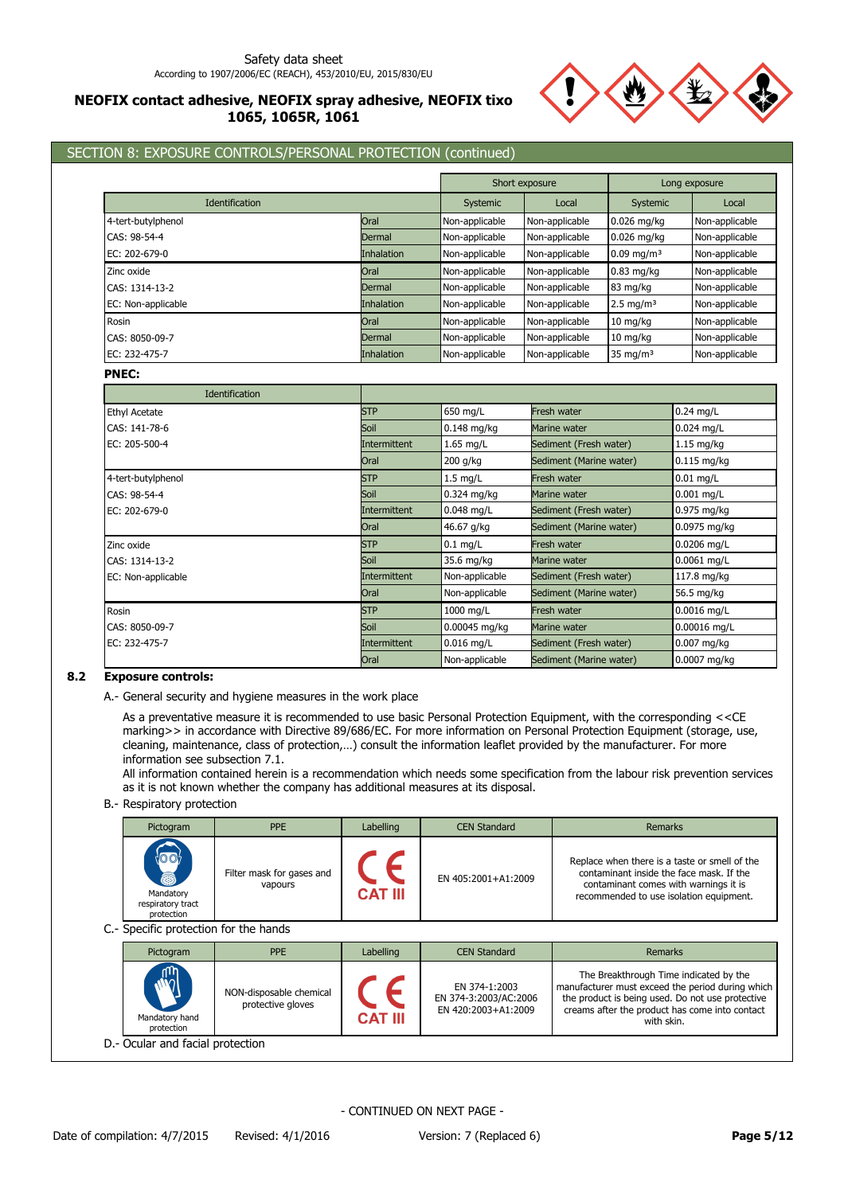## SECTION 8: EXPOSURE CONTROLS/PERSONAL PROTECTION (continued)

| Identification | | Short exposure | | Long exposure | |
|---|---|---|---|---|---|
| | | Systemic | Local | Systemic | Local |
| 4-tert-butylphenol | Oral | Non-applicable | Non-applicable | 0.026 mg/kg | Non-applicable |
| CAS: 98-54-4 | Dermal | Non-applicable | Non-applicable | 0.026 mg/kg | Non-applicable |
| EC: 202-679-0 | Inhalation | Non-applicable | Non-applicable | 0.09 mg/m³ | Non-applicable |
| Zinc oxide | Oral | Non-applicable | Non-applicable | 0.83 mg/kg | Non-applicable |
| CAS: 1314-13-2 | Dermal | Non-applicable | Non-applicable | 83 mg/kg | Non-applicable |
| EC: Non-applicable | Inhalation | Non-applicable | Non-applicable | 2.5 mg/m³ | Non-applicable |
| Rosin | Oral | Non-applicable | Non-applicable | 10 mg/kg | Non-applicable |
| CAS: 8050-09-7 | Dermal | Non-applicable | Non-applicable | 10 mg/kg | Non-applicable |
| EC: 232-475-7 | Inhalation | Non-applicable | Non-applicable | 35 mg/m³ | Non-applicable |

**PNEC:**

| Identification | | | | |
|---|---|---|---|---|
| Ethyl Acetate | STP | 650 mg/L | Fresh water | 0.24 mg/L |
| CAS: 141-78-6 | Soil | 0.148 mg/kg | Marine water | 0.024 mg/L |
| EC: 205-500-4 | Intermittent | 1.65 mg/L | Sediment (Fresh water) | 1.15 mg/kg |
| | Oral | 200 g/kg | Sediment (Marine water) | 0.115 mg/kg |
| 4-tert-butylphenol | STP | 1.5 mg/L | Fresh water | 0.01 mg/L |
| CAS: 98-54-4 | Soil | 0.324 mg/kg | Marine water | 0.001 mg/L |
| EC: 202-679-0 | Intermittent | 0.048 mg/L | Sediment (Fresh water) | 0.975 mg/kg |
| | Oral | 46.67 g/kg | Sediment (Marine water) | 0.0975 mg/kg |
| Zinc oxide | STP | 0.1 mg/L | Fresh water | 0.0206 mg/L |
| CAS: 1314-13-2 | Soil | 35.6 mg/kg | Marine water | 0.0061 mg/L |
| EC: Non-applicable | Intermittent | Non-applicable | Sediment (Fresh water) | 117.8 mg/kg |
| | Oral | Non-applicable | Sediment (Marine water) | 56.5 mg/kg |
| Rosin | STP | 1000 mg/L | Fresh water | 0.0016 mg/L |
| CAS: 8050-09-7 | Soil | 0.00045 mg/kg | Marine water | 0.00016 mg/L |
| EC: 232-475-7 | Intermittent | 0.016 mg/L | Sediment (Fresh water) | 0.007 mg/kg |
| | Oral | Non-applicable | Sediment (Marine water) | 0.0007 mg/kg |

### 8.2 Exposure controls:

A.- General security and hygiene measures in the work place

As a preventative measure it is recommended to use basic Personal Protection Equipment, with the corresponding <<CE marking>> in accordance with Directive 89/686/EC. For more information on Personal Protection Equipment (storage, use, cleaning, maintenance, class of protection,…) consult the information leaflet provided by the manufacturer. For more information see subsection 7.1.

All information contained herein is a recommendation which needs some specification from the labour risk prevention services as it is not known whether the company has additional measures at its disposal.

B.- Respiratory protection

| Pictogram | PPE | Labelling | CEN Standard | Remarks |
|---|---|---|---|---|
| Mandatory respiratory tract protection | Filter mask for gases and vapours | CE CAT III | EN 405:2001+A1:2009 | Replace when there is a taste or smell of the contaminant inside the face mask. If the contaminant comes with warnings it is recommended to use isolation equipment. |

C.- Specific protection for the hands

| Pictogram | PPE | Labelling | CEN Standard | Remarks |
|---|---|---|---|---|
| Mandatory hand protection | NON-disposable chemical protective gloves | CE CAT III | EN 374-1:2003<br>EN 374-3:2003/AC:2006<br>EN 420:2003+A1:2009 | The Breakthrough Time indicated by the manufacturer must exceed the period during which the product is being used. Do not use protective creams after the product has come into contact with skin. |

D.- Ocular and facial protection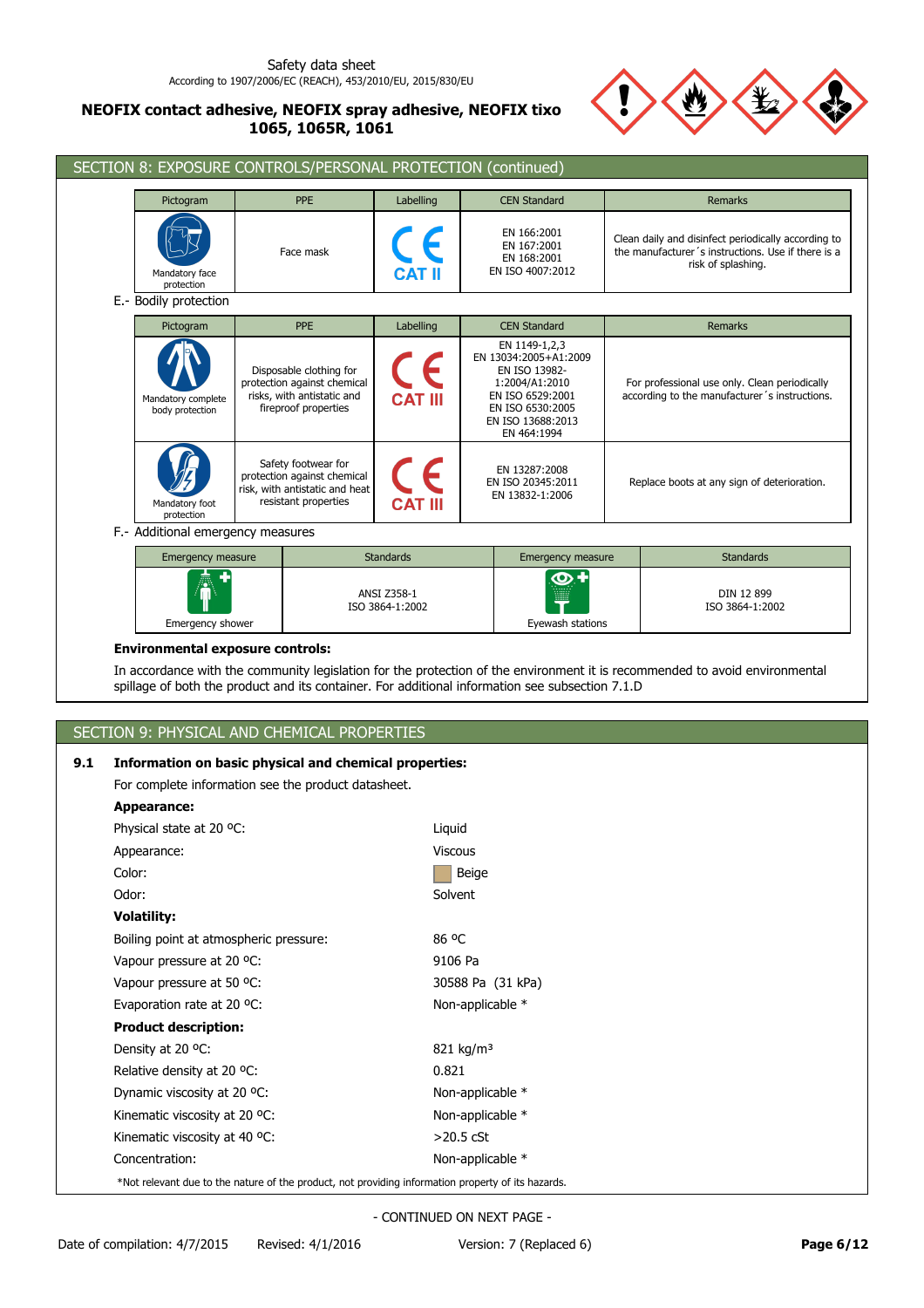## SECTION 8: EXPOSURE CONTROLS/PERSONAL PROTECTION (continued)

| Pictogram | PPE | Labelling | CEN Standard | Remarks |
|---|---|---|---|---|
| Mandatory face protection | Face mask | CE CAT II | EN 166:2001 EN 167:2001 EN 168:2001 EN ISO 4007:2012 | Clean daily and disinfect periodically according to the manufacturer´s instructions. Use if there is a risk of splashing. |

E.- Bodily protection

| Pictogram | PPE | Labelling | CEN Standard | Remarks |
|---|---|---|---|---|
| Mandatory complete body protection | Disposable clothing for protection against chemical risks, with antistatic and fireproof properties | CE CAT III | EN 1149-1,2,3 EN 13034:2005+A1:2009 EN ISO 13982-1:2004/A1:2010 EN ISO 6529:2001 EN ISO 6530:2005 EN ISO 13688:2013 EN 464:1994 | For professional use only. Clean periodically according to the manufacturer´s instructions. |
| Mandatory foot protection | Safety footwear for protection against chemical risk, with antistatic and heat resistant properties | CE CAT III | EN 13287:2008 EN ISO 20345:2011 EN 13832-1:2006 | Replace boots at any sign of deterioration. |

F.- Additional emergency measures

| Emergency measure | Standards | Emergency measure | Standards |
|---|---|---|---|
| Emergency shower | ANSI Z358-1 ISO 3864-1:2002 | Eyewash stations | DIN 12 899 ISO 3864-1:2002 |

**Environmental exposure controls:**

In accordance with the community legislation for the protection of the environment it is recommended to avoid environmental spillage of both the product and its container. For additional information see subsection 7.1.D

## SECTION 9: PHYSICAL AND CHEMICAL PROPERTIES

**9.1 Information on basic physical and chemical properties:**

For complete information see the product datasheet.

**Appearance:**

| | |
|---|---|
| Physical state at 20 ºC: | Liquid |
| Appearance: | Viscous |
| Color: | Beige |
| Odor: | Solvent |

**Volatility:**

| | |
|---|---|
| Boiling point at atmospheric pressure: | 86 ºC |
| Vapour pressure at 20 ºC: | 9106 Pa |
| Vapour pressure at 50 ºC: | 30588 Pa (31 kPa) |
| Evaporation rate at 20 ºC: | Non-applicable * |

**Product description:**

| | |
|---|---|
| Density at 20 ºC: | 821 kg/m³ |
| Relative density at 20 ºC: | 0.821 |
| Dynamic viscosity at 20 ºC: | Non-applicable * |
| Kinematic viscosity at 20 ºC: | Non-applicable * |
| Kinematic viscosity at 40 ºC: | >20.5 cSt |
| Concentration: | Non-applicable * |

*Not relevant due to the nature of the product, not providing information property of its hazards.

- CONTINUED ON NEXT PAGE -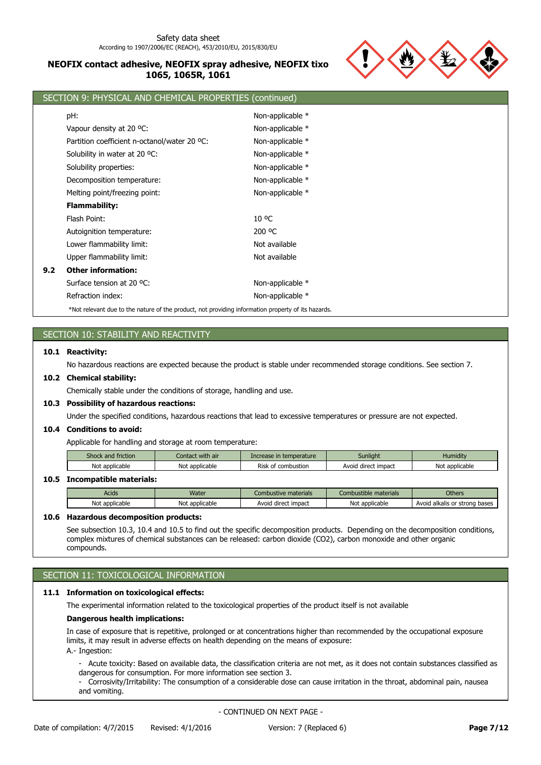## SECTION 9: PHYSICAL AND CHEMICAL PROPERTIES (continued)

| | |
|---|---|
| pH: | Non-applicable * |
| Vapour density at 20 ºC: | Non-applicable * |
| Partition coefficient n-octanol/water 20 ºC: | Non-applicable * |
| Solubility in water at 20 ºC: | Non-applicable * |
| Solubility properties: | Non-applicable * |
| Decomposition temperature: | Non-applicable * |
| Melting point/freezing point: | Non-applicable * |
| **Flammability:** | |
| Flash Point: | 10 ºC |
| Autoignition temperature: | 200 ºC |
| Lower flammability limit: | Not available |
| Upper flammability limit: | Not available |

**9.2 Other information:**

| | |
|---|---|
| Surface tension at 20 ºC: | Non-applicable * |
| Refraction index: | Non-applicable * |

*Not relevant due to the nature of the product, not providing information property of its hazards.

## SECTION 10: STABILITY AND REACTIVITY

**10.1 Reactivity:**

No hazardous reactions are expected because the product is stable under recommended storage conditions. See section 7.

**10.2 Chemical stability:**

Chemically stable under the conditions of storage, handling and use.

**10.3 Possibility of hazardous reactions:**

Under the specified conditions, hazardous reactions that lead to excessive temperatures or pressure are not expected.

**10.4 Conditions to avoid:**

Applicable for handling and storage at room temperature:

| Shock and friction | Contact with air | Increase in temperature | Sunlight | Humidity |
|---|---|---|---|---|
| Not applicable | Not applicable | Risk of combustion | Avoid direct impact | Not applicable |

**10.5 Incompatible materials:**

| Acids | Water | Combustive materials | Combustible materials | Others |
|---|---|---|---|---|
| Not applicable | Not applicable | Avoid direct impact | Not applicable | Avoid alkalis or strong bases |

**10.6 Hazardous decomposition products:**

See subsection 10.3, 10.4 and 10.5 to find out the specific decomposition products. Depending on the decomposition conditions, complex mixtures of chemical substances can be released: carbon dioxide ($CO_2$), carbon monoxide and other organic compounds.

## SECTION 11: TOXICOLOGICAL INFORMATION

**11.1 Information on toxicological effects:**

The experimental information related to the toxicological properties of the product itself is not available

**Dangerous health implications:**

In case of exposure that is repetitive, prolonged or at concentrations higher than recommended by the occupational exposure limits, it may result in adverse effects on health depending on the means of exposure:

A.- Ingestion:

- Acute toxicity: Based on available data, the classification criteria are not met, as it does not contain substances classified as dangerous for consumption. For more information see section 3.
- Corrosivity/Irritability: The consumption of a considerable dose can cause irritation in the throat, abdominal pain, nausea and vomiting.

- CONTINUED ON NEXT PAGE -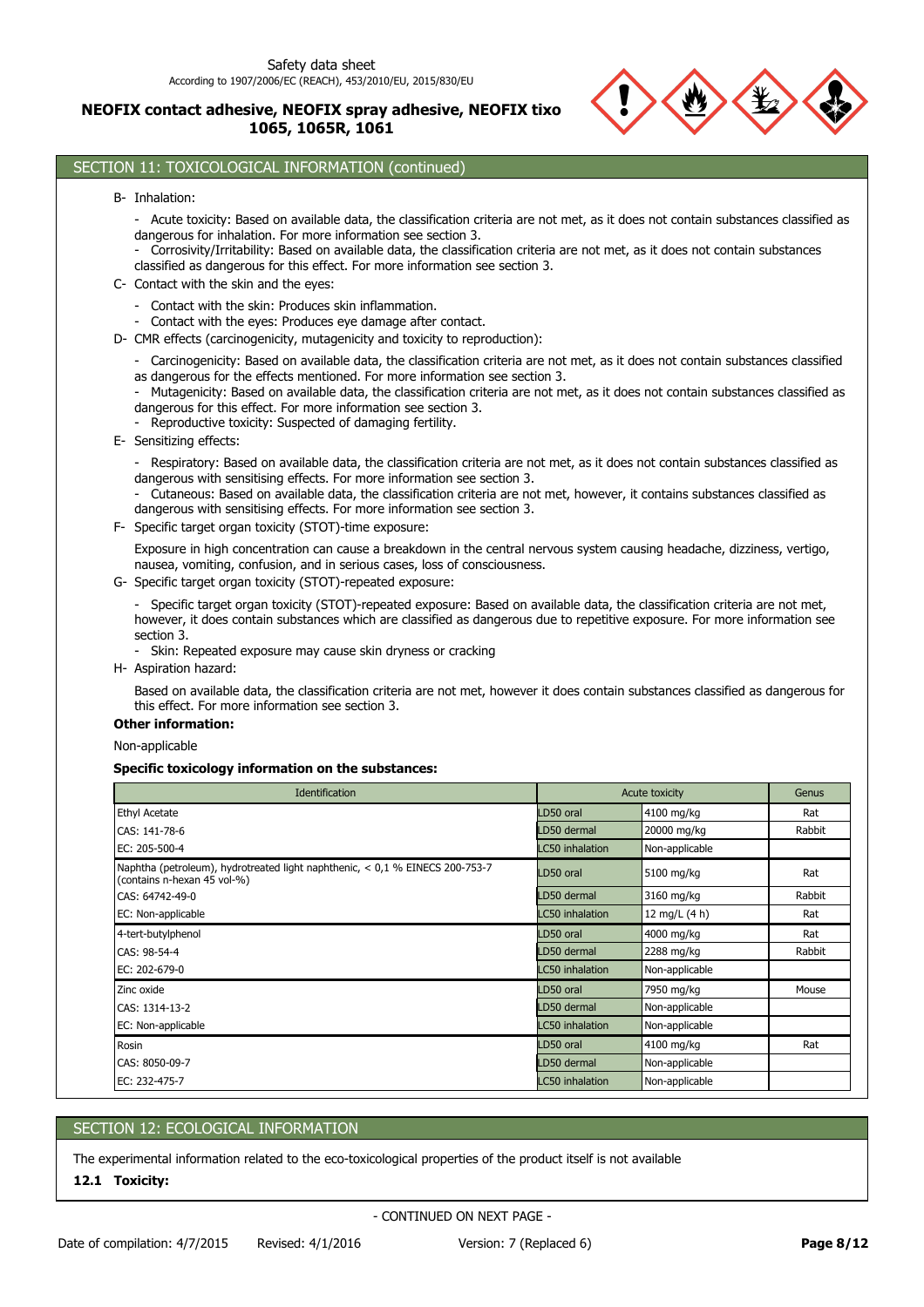## SECTION 11: TOXICOLOGICAL INFORMATION (continued)

B- Inhalation:

- Acute toxicity: Based on available data, the classification criteria are not met, as it does not contain substances classified as dangerous for inhalation. For more information see section 3.
- Corrosivity/Irritability: Based on available data, the classification criteria are not met, as it does not contain substances classified as dangerous for this effect. For more information see section 3.

C- Contact with the skin and the eyes:

- Contact with the skin: Produces skin inflammation.
- Contact with the eyes: Produces eye damage after contact.

D- CMR effects (carcinogenicity, mutagenicity and toxicity to reproduction):

- Carcinogenicity: Based on available data, the classification criteria are not met, as it does not contain substances classified as dangerous for the effects mentioned. For more information see section 3.
- Mutagenicity: Based on available data, the classification criteria are not met, as it does not contain substances classified as dangerous for this effect. For more information see section 3.
- Reproductive toxicity: Suspected of damaging fertility.

E- Sensitizing effects:

- Respiratory: Based on available data, the classification criteria are not met, as it does not contain substances classified as dangerous with sensitising effects. For more information see section 3.
- Cutaneous: Based on available data, the classification criteria are not met, however, it contains substances classified as dangerous with sensitising effects. For more information see section 3.

F- Specific target organ toxicity (STOT)-time exposure:

Exposure in high concentration can cause a breakdown in the central nervous system causing headache, dizziness, vertigo, nausea, vomiting, confusion, and in serious cases, loss of consciousness.

G- Specific target organ toxicity (STOT)-repeated exposure:

- Specific target organ toxicity (STOT)-repeated exposure: Based on available data, the classification criteria are not met, however, it does contain substances which are classified as dangerous due to repetitive exposure. For more information see section 3.
- Skin: Repeated exposure may cause skin dryness or cracking

H- Aspiration hazard:

Based on available data, the classification criteria are not met, however it does contain substances classified as dangerous for this effect. For more information see section 3.

**Other information:**

Non-applicable

**Specific toxicology information on the substances:**

| Identification | Acute toxicity | | Genus |
|---|---|---|---|
| Ethyl Acetate | LD50 oral | 4100 mg/kg | Rat |
| CAS: 141-78-6 | LD50 dermal | 20000 mg/kg | Rabbit |
| EC: 205-500-4 | LC50 inhalation | Non-applicable | |
| Naphtha (petroleum), hydrotreated light naphthenic, < 0,1 % EINECS 200-753-7 (contains n-hexan 45 vol-%) | LD50 oral | 5100 mg/kg | Rat |
| CAS: 64742-49-0 | LD50 dermal | 3160 mg/kg | Rabbit |
| EC: Non-applicable | LC50 inhalation | 12 mg/L (4 h) | Rat |
| 4-tert-butylphenol | LD50 oral | 4000 mg/kg | Rat |
| CAS: 98-54-4 | LD50 dermal | 2288 mg/kg | Rabbit |
| EC: 202-679-0 | LC50 inhalation | Non-applicable | |
| Zinc oxide | LD50 oral | 7950 mg/kg | Mouse |
| CAS: 1314-13-2 | LD50 dermal | Non-applicable | |
| EC: Non-applicable | LC50 inhalation | Non-applicable | |
| Rosin | LD50 oral | 4100 mg/kg | Rat |
| CAS: 8050-09-7 | LD50 dermal | Non-applicable | |
| EC: 232-475-7 | LC50 inhalation | Non-applicable | |

## SECTION 12: ECOLOGICAL INFORMATION

The experimental information related to the eco-toxicological properties of the product itself is not available

### 12.1 Toxicity:

- CONTINUED ON NEXT PAGE -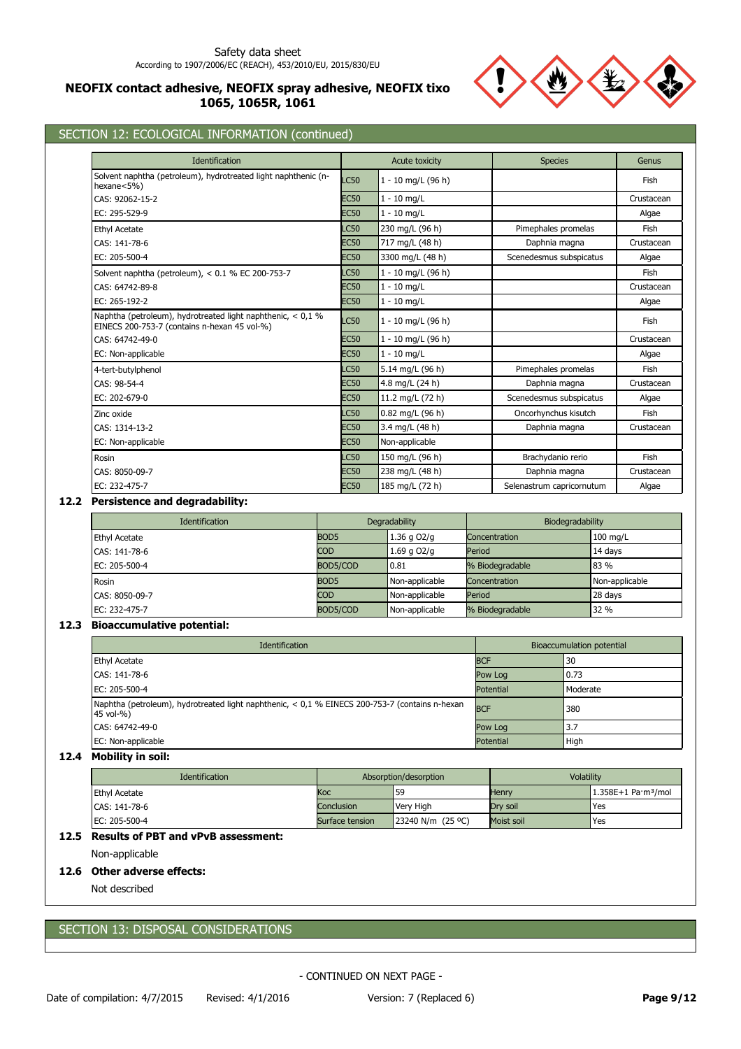## SECTION 12: ECOLOGICAL INFORMATION (continued)

| Identification | Acute toxicity | | Species | Genus |
|---|---|---|---|---|
| Solvent naphtha (petroleum), hydrotreated light naphthenic (n-hexane<5%) | LC50 | 1 - 10 mg/L (96 h) | | Fish |
| CAS: 92062-15-2 | EC50 | 1 - 10 mg/L | | Crustacean |
| EC: 295-529-9 | EC50 | 1 - 10 mg/L | | Algae |
| Ethyl Acetate | LC50 | 230 mg/L (96 h) | Pimephales promelas | Fish |
| CAS: 141-78-6 | EC50 | 717 mg/L (48 h) | Daphnia magna | Crustacean |
| EC: 205-500-4 | EC50 | 3300 mg/L (48 h) | Scenedesmus subspicatus | Algae |
| Solvent naphtha (petroleum), < 0.1 % EC 200-753-7 | LC50 | 1 - 10 mg/L (96 h) | | Fish |
| CAS: 64742-89-8 | EC50 | 1 - 10 mg/L | | Crustacean |
| EC: 265-192-2 | EC50 | 1 - 10 mg/L | | Algae |
| Naphtha (petroleum), hydrotreated light naphthenic, < 0,1 % EINECS 200-753-7 (contains n-hexan 45 vol-%) | LC50 | 1 - 10 mg/L (96 h) | | Fish |
| CAS: 64742-49-0 | EC50 | 1 - 10 mg/L (96 h) | | Crustacean |
| EC: Non-applicable | EC50 | 1 - 10 mg/L | | Algae |
| 4-tert-butylphenol | LC50 | 5.14 mg/L (96 h) | Pimephales promelas | Fish |
| CAS: 98-54-4 | EC50 | 4.8 mg/L (24 h) | Daphnia magna | Crustacean |
| EC: 202-679-0 | EC50 | 11.2 mg/L (72 h) | Scenedesmus subspicatus | Algae |
| Zinc oxide | LC50 | 0.82 mg/L (96 h) | Oncorhynchus kisutch | Fish |
| CAS: 1314-13-2 | EC50 | 3.4 mg/L (48 h) | Daphnia magna | Crustacean |
| EC: Non-applicable | EC50 | Non-applicable | | |
| Rosin | LC50 | 150 mg/L (96 h) | Brachydanio rerio | Fish |
| CAS: 8050-09-7 | EC50 | 238 mg/L (48 h) | Daphnia magna | Crustacean |
| EC: 232-475-7 | EC50 | 185 mg/L (72 h) | Selenastrum capricornutum | Algae |

### 12.2 Persistence and degradability:

| Identification | Degradability | | Biodegradability | |
|---|---|---|---|---|
| Ethyl Acetate | BOD5 | 1.36 g O2/g | Concentration | 100 mg/L |
| CAS: 141-78-6 | COD | 1.69 g O2/g | Period | 14 days |
| EC: 205-500-4 | BOD5/COD | 0.81 | % Biodegradable | 83 % |
| Rosin | BOD5 | Non-applicable | Concentration | Non-applicable |
| CAS: 8050-09-7 | COD | Non-applicable | Period | 28 days |
| EC: 232-475-7 | BOD5/COD | Non-applicable | % Biodegradable | 32 % |

### 12.3 Bioaccumulative potential:

| Identification | Bioaccumulation potential | |
|---|---|---|
| Ethyl Acetate | BCF | 30 |
| CAS: 141-78-6 | Pow Log | 0.73 |
| EC: 205-500-4 | Potential | Moderate |
| Naphtha (petroleum), hydrotreated light naphthenic, < 0,1 % EINECS 200-753-7 (contains n-hexan 45 vol-%) | BCF | 380 |
| CAS: 64742-49-0 | Pow Log | 3.7 |
| EC: Non-applicable | Potential | High |

### 12.4 Mobility in soil:

| Identification | Absorption/desorption | | Volatility | |
|---|---|---|---|---|
| Ethyl Acetate | Koc | 59 | Henry | 1.358E+1 Pa·m³/mol |
| CAS: 141-78-6 | Conclusion | Very High | Dry soil | Yes |
| EC: 205-500-4 | Surface tension | 23240 N/m (25 ºC) | Moist soil | Yes |

### 12.5 Results of PBT and vPvB assessment:

Non-applicable

### 12.6 Other adverse effects:

Not described

## SECTION 13: DISPOSAL CONSIDERATIONS

- CONTINUED ON NEXT PAGE -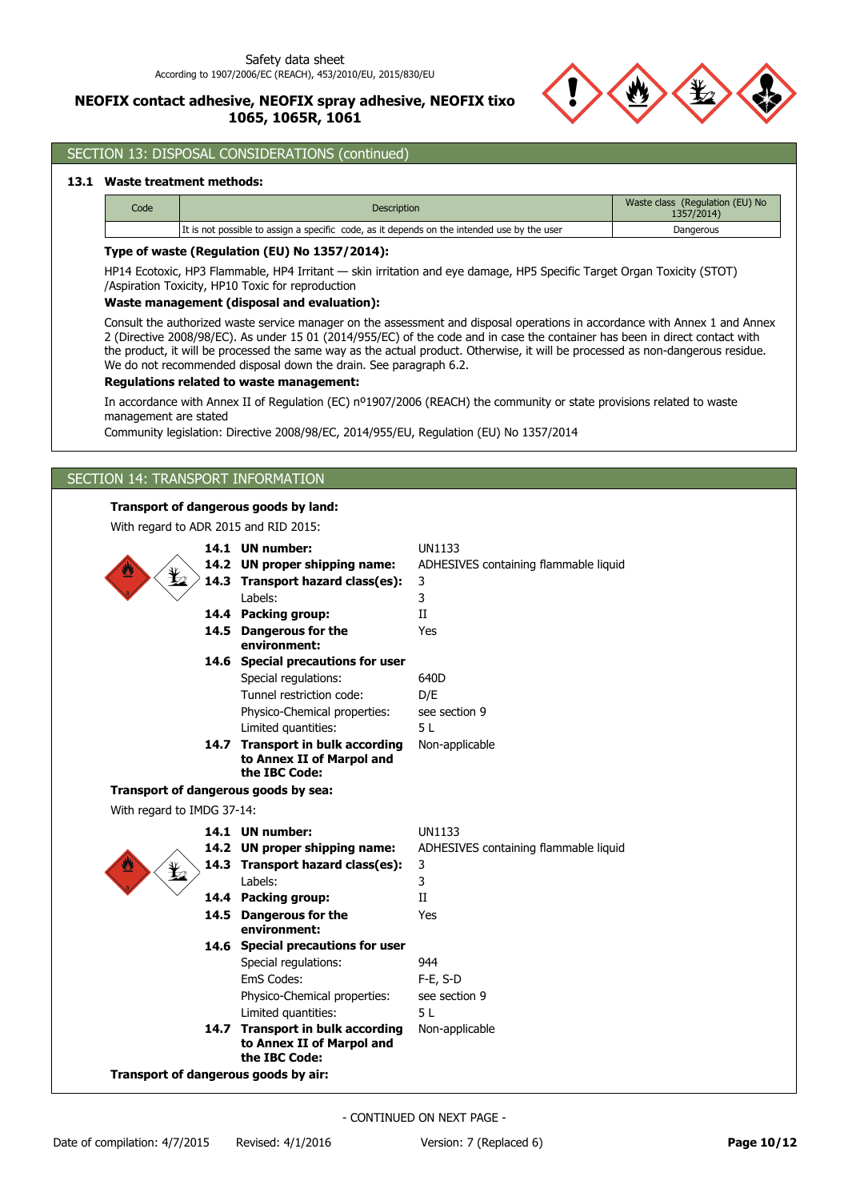## SECTION 13: DISPOSAL CONSIDERATIONS (continued)

### 13.1 Waste treatment methods:

| Code | Description | Waste class (Regulation (EU) No 1357/2014) |
|---|---|---|
| | It is not possible to assign a specific code, as it depends on the intended use by the user | Dangerous |

**Type of waste (Regulation (EU) No 1357/2014):**

HP14 Ecotoxic, HP3 Flammable, HP4 Irritant — skin irritation and eye damage, HP5 Specific Target Organ Toxicity (STOT) /Aspiration Toxicity, HP10 Toxic for reproduction

**Waste management (disposal and evaluation):**

Consult the authorized waste service manager on the assessment and disposal operations in accordance with Annex 1 and Annex 2 (Directive 2008/98/EC). As under 15 01 (2014/955/EC) of the code and in case the container has been in direct contact with the product, it will be processed the same way as the actual product. Otherwise, it will be processed as non-dangerous residue. We do not recommended disposal down the drain. See paragraph 6.2.

**Regulations related to waste management:**

In accordance with Annex II of Regulation (EC) nº1907/2006 (REACH) the community or state provisions related to waste management are stated

Community legislation: Directive 2008/98/EC, 2014/955/EU, Regulation (EU) No 1357/2014

## SECTION 14: TRANSPORT INFORMATION

**Transport of dangerous goods by land:**

With regard to ADR 2015 and RID 2015:

| | | |
|---|---|---|
| **14.1** | **UN number:** | UN1133 |
| **14.2** | **UN proper shipping name:** | ADHESIVES containing flammable liquid |
| **14.3** | **Transport hazard class(es):** | 3 |
| | Labels: | 3 |
| **14.4** | **Packing group:** | II |
| **14.5** | **Dangerous for the environment:** | Yes |
| **14.6** | **Special precautions for user** | |
| | Special regulations: | 640D |
| | Tunnel restriction code: | D/E |
| | Physico-Chemical properties: | see section 9 |
| | Limited quantities: | 5 L |
| **14.7** | **Transport in bulk according to Annex II of Marpol and the IBC Code:** | Non-applicable |

**Transport of dangerous goods by sea:**

With regard to IMDG 37-14:

| | | |
|---|---|---|
| **14.1** | **UN number:** | UN1133 |
| **14.2** | **UN proper shipping name:** | ADHESIVES containing flammable liquid |
| **14.3** | **Transport hazard class(es):** | 3 |
| | Labels: | 3 |
| **14.4** | **Packing group:** | II |
| **14.5** | **Dangerous for the environment:** | Yes |
| **14.6** | **Special precautions for user** | |
| | Special regulations: | 944 |
| | EmS Codes: | F-E, S-D |
| | Physico-Chemical properties: | see section 9 |
| | Limited quantities: | 5 L |
| **14.7** | **Transport in bulk according to Annex II of Marpol and the IBC Code:** | Non-applicable |

**Transport of dangerous goods by air:**

- CONTINUED ON NEXT PAGE -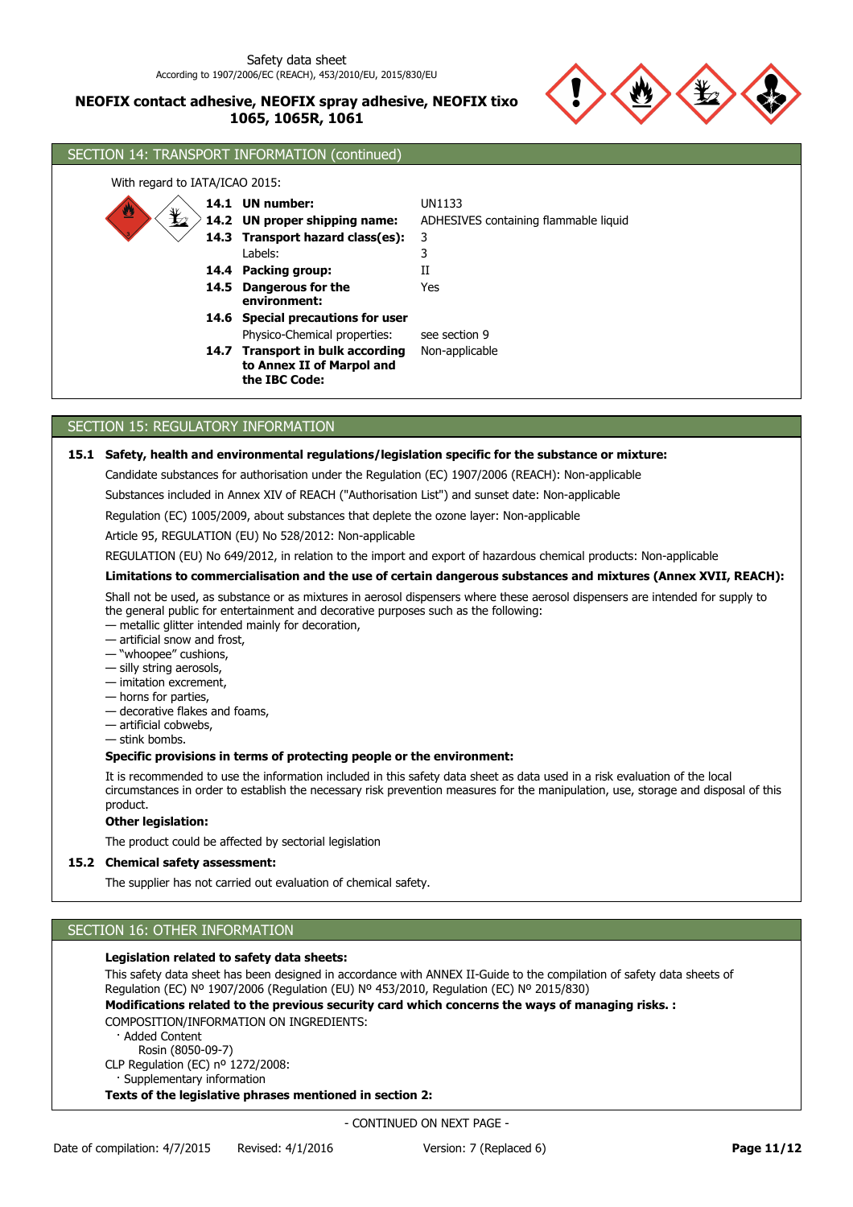## SECTION 14: TRANSPORT INFORMATION (continued)

With regard to IATA/ICAO 2015:

| | |
|---|---|
| **14.1 UN number:** | UN1133 |
| **14.2 UN proper shipping name:** | ADHESIVES containing flammable liquid |
| **14.3 Transport hazard class(es):** | 3 |
| Labels: | 3 |
| **14.4 Packing group:** | II |
| **14.5 Dangerous for the environment:** | Yes |
| **14.6 Special precautions for user** | |
| Physico-Chemical properties: | see section 9 |
| **14.7 Transport in bulk according to Annex II of Marpol and the IBC Code:** | Non-applicable |

## SECTION 15: REGULATORY INFORMATION

**15.1 Safety, health and environmental regulations/legislation specific for the substance or mixture:**

Candidate substances for authorisation under the Regulation (EC) 1907/2006 (REACH): Non-applicable

Substances included in Annex XIV of REACH ("Authorisation List") and sunset date: Non-applicable

Regulation (EC) 1005/2009, about substances that deplete the ozone layer: Non-applicable

Article 95, REGULATION (EU) No 528/2012: Non-applicable

REGULATION (EU) No 649/2012, in relation to the import and export of hazardous chemical products: Non-applicable

**Limitations to commercialisation and the use of certain dangerous substances and mixtures (Annex XVII, REACH):**

Shall not be used, as substance or as mixtures in aerosol dispensers where these aerosol dispensers are intended for supply to the general public for entertainment and decorative purposes such as the following:
— metallic glitter intended mainly for decoration,
— artificial snow and frost,
— "whoopee" cushions,
— silly string aerosols,
— imitation excrement,
— horns for parties,
— decorative flakes and foams,
— artificial cobwebs,
— stink bombs.

**Specific provisions in terms of protecting people or the environment:**

It is recommended to use the information included in this safety data sheet as data used in a risk evaluation of the local circumstances in order to establish the necessary risk prevention measures for the manipulation, use, storage and disposal of this product.

**Other legislation:**

The product could be affected by sectorial legislation

**15.2 Chemical safety assessment:**

The supplier has not carried out evaluation of chemical safety.

## SECTION 16: OTHER INFORMATION

**Legislation related to safety data sheets:**

This safety data sheet has been designed in accordance with ANNEX II-Guide to the compilation of safety data sheets of Regulation (EC) Nº 1907/2006 (Regulation (EU) Nº 453/2010, Regulation (EC) Nº 2015/830)

**Modifications related to the previous security card which concerns the ways of managing risks. :**

COMPOSITION/INFORMATION ON INGREDIENTS:
· Added Content
Rosin (8050-09-7)
CLP Regulation (EC) nº 1272/2008:
· Supplementary information

**Texts of the legislative phrases mentioned in section 2:**

- CONTINUED ON NEXT PAGE -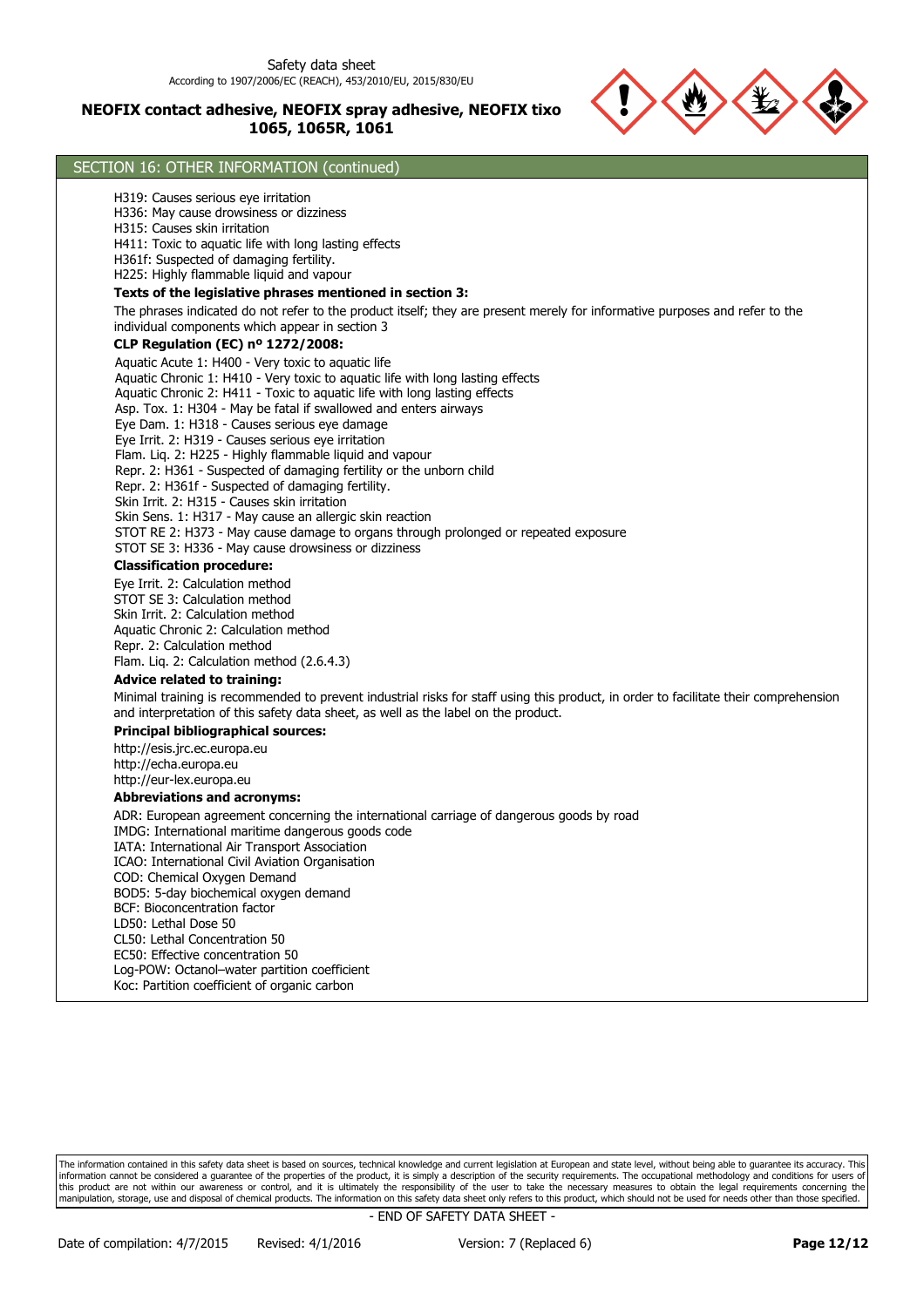## SECTION 16: OTHER INFORMATION (continued)

H319: Causes serious eye irritation
H336: May cause drowsiness or dizziness
H315: Causes skin irritation
H411: Toxic to aquatic life with long lasting effects
H361f: Suspected of damaging fertility.
H225: Highly flammable liquid and vapour

**Texts of the legislative phrases mentioned in section 3:**

The phrases indicated do not refer to the product itself; they are present merely for informative purposes and refer to the individual components which appear in section 3

**CLP Regulation (EC) nº 1272/2008:**

Aquatic Acute 1: H400 - Very toxic to aquatic life
Aquatic Chronic 1: H410 - Very toxic to aquatic life with long lasting effects
Aquatic Chronic 2: H411 - Toxic to aquatic life with long lasting effects
Asp. Tox. 1: H304 - May be fatal if swallowed and enters airways
Eye Dam. 1: H318 - Causes serious eye damage
Eye Irrit. 2: H319 - Causes serious eye irritation
Flam. Liq. 2: H225 - Highly flammable liquid and vapour
Repr. 2: H361 - Suspected of damaging fertility or the unborn child
Repr. 2: H361f - Suspected of damaging fertility.
Skin Irrit. 2: H315 - Causes skin irritation
Skin Sens. 1: H317 - May cause an allergic skin reaction
STOT RE 2: H373 - May cause damage to organs through prolonged or repeated exposure
STOT SE 3: H336 - May cause drowsiness or dizziness

**Classification procedure:**

Eye Irrit. 2: Calculation method
STOT SE 3: Calculation method
Skin Irrit. 2: Calculation method
Aquatic Chronic 2: Calculation method
Repr. 2: Calculation method
Flam. Liq. 2: Calculation method (2.6.4.3)

**Advice related to training:**

Minimal training is recommended to prevent industrial risks for staff using this product, in order to facilitate their comprehension and interpretation of this safety data sheet, as well as the label on the product.

**Principal bibliographical sources:**

http://esis.jrc.ec.europa.eu
http://echa.europa.eu
http://eur-lex.europa.eu

**Abbreviations and acronyms:**

ADR: European agreement concerning the international carriage of dangerous goods by road
IMDG: International maritime dangerous goods code
IATA: International Air Transport Association
ICAO: International Civil Aviation Organisation
COD: Chemical Oxygen Demand
BOD5: 5-day biochemical oxygen demand
BCF: Bioconcentration factor
LD50: Lethal Dose 50
CL50: Lethal Concentration 50
EC50: Effective concentration 50
Log-POW: Octanol–water partition coefficient
Koc: Partition coefficient of organic carbon

The information contained in this safety data sheet is based on sources, technical knowledge and current legislation at European and state level, without being able to guarantee its accuracy. This information cannot be considered a guarantee of the properties of the product, it is simply a description of the security requirements. The occupational methodology and conditions for users of this product are not within our awareness or control, and it is ultimately the responsibility of the user to take the necessary measures to obtain the legal requirements concerning the manipulation, storage, use and disposal of chemical products. The information on this safety data sheet only refers to this product, which should not be used for needs other than those specified.

- END OF SAFETY DATA SHEET -